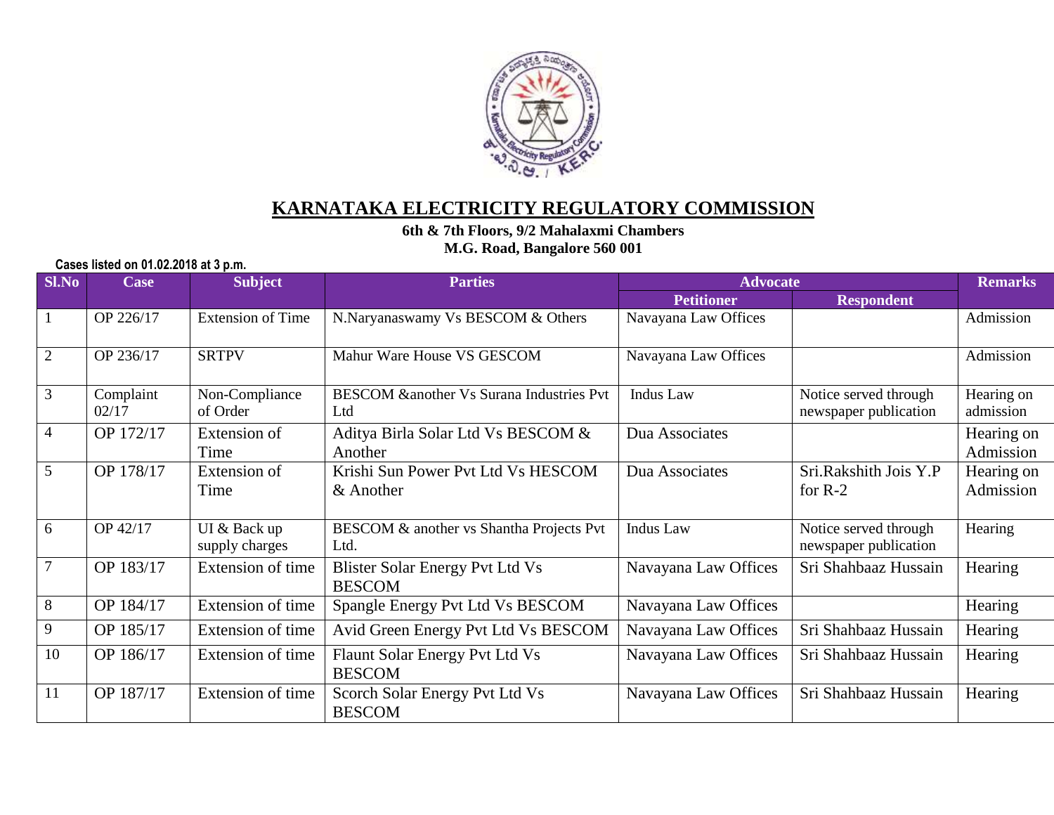# KARNATAKA ELECTRICITY REGULATORY COMMISSION

**6th & 7th Floors, 9/2 Mahalaxmi Chambers**
**M.G. Road, Bangalore 560 001**

**Cases listed on 01.02.2018 at 3 p.m.**

| Sl.No | Case | Subject | Parties | Advocate | | Remarks |
|---|---|---|---|---|---|---|
| | | | | Petitioner | Respondent | |
| 1 | OP 226/17 | Extension of Time | N.Naryanaswamy Vs BESCOM & Others | Navayana Law Offices | | Admission |
| 2 | OP 236/17 | SRTPV | Mahur Ware House VS GESCOM | Navayana Law Offices | | Admission |
| 3 | Complaint 02/17 | Non-Compliance of Order | BESCOM &another Vs Surana Industries Pvt Ltd | Indus Law | Notice served through newspaper publication | Hearing on admission |
| 4 | OP 172/17 | Extension of Time | Aditya Birla Solar Ltd Vs BESCOM & Another | Dua Associates | | Hearing on Admission |
| 5 | OP 178/17 | Extension of Time | Krishi Sun Power Pvt Ltd Vs HESCOM & Another | Dua Associates | Sri.Rakshith Jois Y.P for R-2 | Hearing on Admission |
| 6 | OP 42/17 | UI & Back up supply charges | BESCOM & another vs Shantha Projects Pvt Ltd. | Indus Law | Notice served through newspaper publication | Hearing |
| 7 | OP 183/17 | Extension of time | Blister Solar Energy Pvt Ltd Vs BESCOM | Navayana Law Offices | Sri Shahbaaz Hussain | Hearing |
| 8 | OP 184/17 | Extension of time | Spangle Energy Pvt Ltd Vs BESCOM | Navayana Law Offices | | Hearing |
| 9 | OP 185/17 | Extension of time | Avid Green Energy Pvt Ltd Vs BESCOM | Navayana Law Offices | Sri Shahbaaz Hussain | Hearing |
| 10 | OP 186/17 | Extension of time | Flaunt Solar Energy Pvt Ltd Vs BESCOM | Navayana Law Offices | Sri Shahbaaz Hussain | Hearing |
| 11 | OP 187/17 | Extension of time | Scorch Solar Energy Pvt Ltd Vs BESCOM | Navayana Law Offices | Sri Shahbaaz Hussain | Hearing |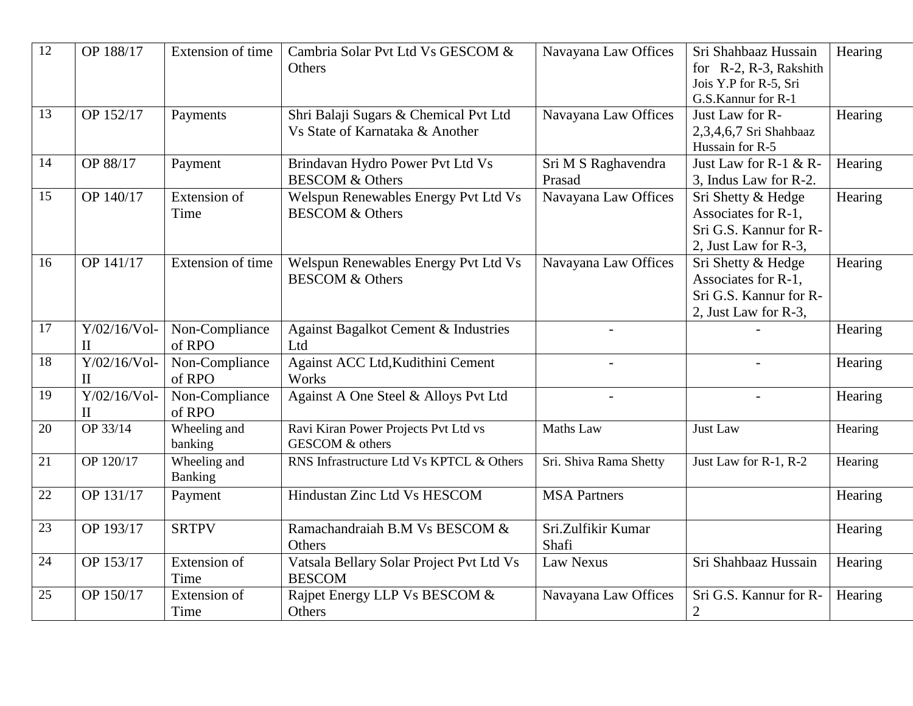| 12 | OP 188/17 | Extension of time | Cambria Solar Pvt Ltd Vs GESCOM & Others | Navayana Law Offices | Sri Shahbaaz Hussain for R-2, R-3, Rakshith Jois Y.P for R-5, Sri G.S.Kannur for R-1 | Hearing |
|---|---|---|---|---|---|---|
| 13 | OP 152/17 | Payments | Shri Balaji Sugars & Chemical Pvt Ltd Vs State of Karnataka & Another | Navayana Law Offices | Just Law for R-2,3,4,6,7 Sri Shahbaaz Hussain for R-5 | Hearing |
| 14 | OP 88/17 | Payment | Brindavan Hydro Power Pvt Ltd Vs BESCOM & Others | Sri M S Raghavendra Prasad | Just Law for R-1 & R-3, Indus Law for R-2. | Hearing |
| 15 | OP 140/17 | Extension of Time | Welspun Renewables Energy Pvt Ltd Vs BESCOM & Others | Navayana Law Offices | Sri Shetty & Hedge Associates for R-1, Sri G.S. Kannur for R-2, Just Law for R-3, | Hearing |
| 16 | OP 141/17 | Extension of time | Welspun Renewables Energy Pvt Ltd Vs BESCOM & Others | Navayana Law Offices | Sri Shetty & Hedge Associates for R-1, Sri G.S. Kannur for R-2, Just Law for R-3, | Hearing |
| 17 | Y/02/16/Vol-II | Non-Compliance of RPO | Against Bagalkot Cement & Industries Ltd | - | - | Hearing |
| 18 | Y/02/16/Vol-II | Non-Compliance of RPO | Against ACC Ltd,Kudithini Cement Works | - | - | Hearing |
| 19 | Y/02/16/Vol-II | Non-Compliance of RPO | Against A One Steel & Alloys Pvt Ltd | - | - | Hearing |
| 20 | OP 33/14 | Wheeling and banking | Ravi Kiran Power Projects Pvt Ltd vs GESCOM & others | Maths Law | Just Law | Hearing |
| 21 | OP 120/17 | Wheeling and Banking | RNS Infrastructure Ltd Vs KPTCL & Others | Sri. Shiva Rama Shetty | Just Law for R-1, R-2 | Hearing |
| 22 | OP 131/17 | Payment | Hindustan Zinc Ltd Vs HESCOM | MSA Partners | | Hearing |
| 23 | OP 193/17 | SRTPV | Ramachandraiah B.M Vs BESCOM & Others | Sri.Zulfikir Kumar Shafi | | Hearing |
| 24 | OP 153/17 | Extension of Time | Vatsala Bellary Solar Project Pvt Ltd Vs BESCOM | Law Nexus | Sri Shahbaaz Hussain | Hearing |
| 25 | OP 150/17 | Extension of Time | Rajpet Energy LLP Vs BESCOM & Others | Navayana Law Offices | Sri G.S. Kannur for R-2 | Hearing |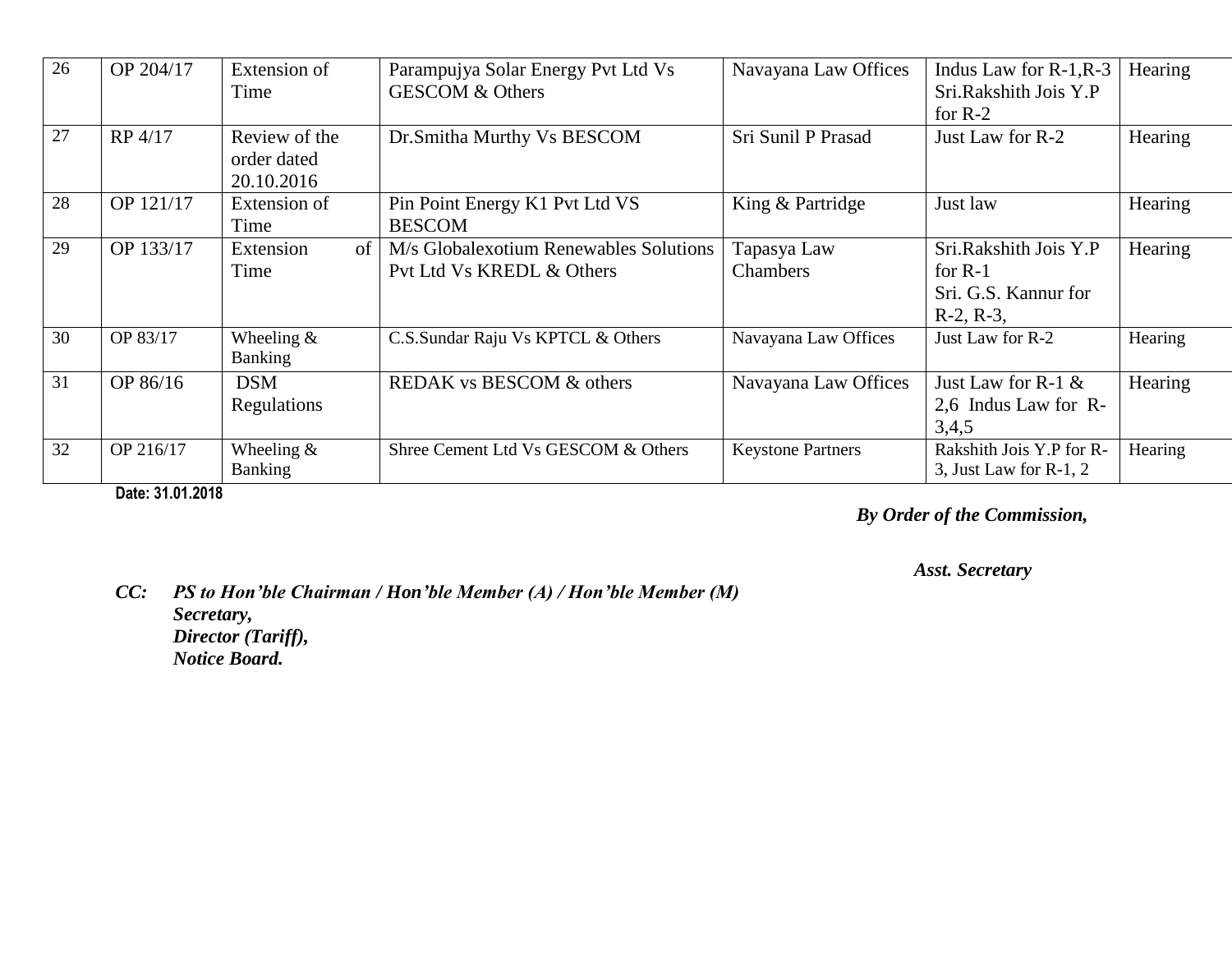| | | | | | | |
|---|---|---|---|---|---|---|
| 26 | OP 204/17 | Extension of Time | Parampujya Solar Energy Pvt Ltd Vs GESCOM & Others | Navayana Law Offices | Indus Law for R-1,R-3 Sri.Rakshith Jois Y.P for R-2 | Hearing |
| 27 | RP 4/17 | Review of the order dated 20.10.2016 | Dr.Smitha Murthy Vs BESCOM | Sri Sunil P Prasad | Just Law for R-2 | Hearing |
| 28 | OP 121/17 | Extension of Time | Pin Point Energy K1 Pvt Ltd VS BESCOM | King & Partridge | Just law | Hearing |
| 29 | OP 133/17 | Extension of Time | M/s Globalexotium Renewables Solutions Pvt Ltd Vs KREDL & Others | Tapasya Law Chambers | Sri.Rakshith Jois Y.P for R-1 Sri. G.S. Kannur for R-2, R-3, | Hearing |
| 30 | OP 83/17 | Wheeling & Banking | C.S.Sundar Raju Vs KPTCL & Others | Navayana Law Offices | Just Law for R-2 | Hearing |
| 31 | OP 86/16 | DSM Regulations | REDAK vs BESCOM & others | Navayana Law Offices | Just Law for R-1 & 2,6 Indus Law for R-3,4,5 | Hearing |
| 32 | OP 216/17 | Wheeling & Banking | Shree Cement Ltd Vs GESCOM & Others | Keystone Partners | Rakshith Jois Y.P for R-3, Just Law for R-1, 2 | Hearing |

**Date: 31.01.2018**

***By Order of the Commission,***

***Asst. Secretary***

***CC:*** ***PS to Hon'ble Chairman / Hon'ble Member (A) / Hon'ble Member (M)***
***Secretary,***
***Director (Tariff),***
***Notice Board.***